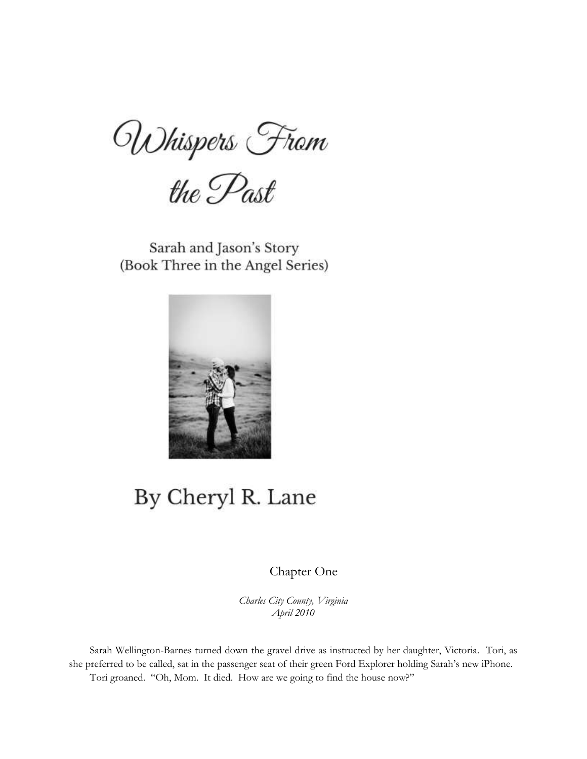# Whispers From the Past

Sarah and Jason's Story
(Book Three in the Angel Series)

By Cheryl R. Lane

## Chapter One

*Charles City County, Virginia*
*April 2010*

Sarah Wellington-Barnes turned down the gravel drive as instructed by her daughter, Victoria. Tori, as she preferred to be called, sat in the passenger seat of their green Ford Explorer holding Sarah's new iPhone.

Tori groaned. "Oh, Mom. It died. How are we going to find the house now?"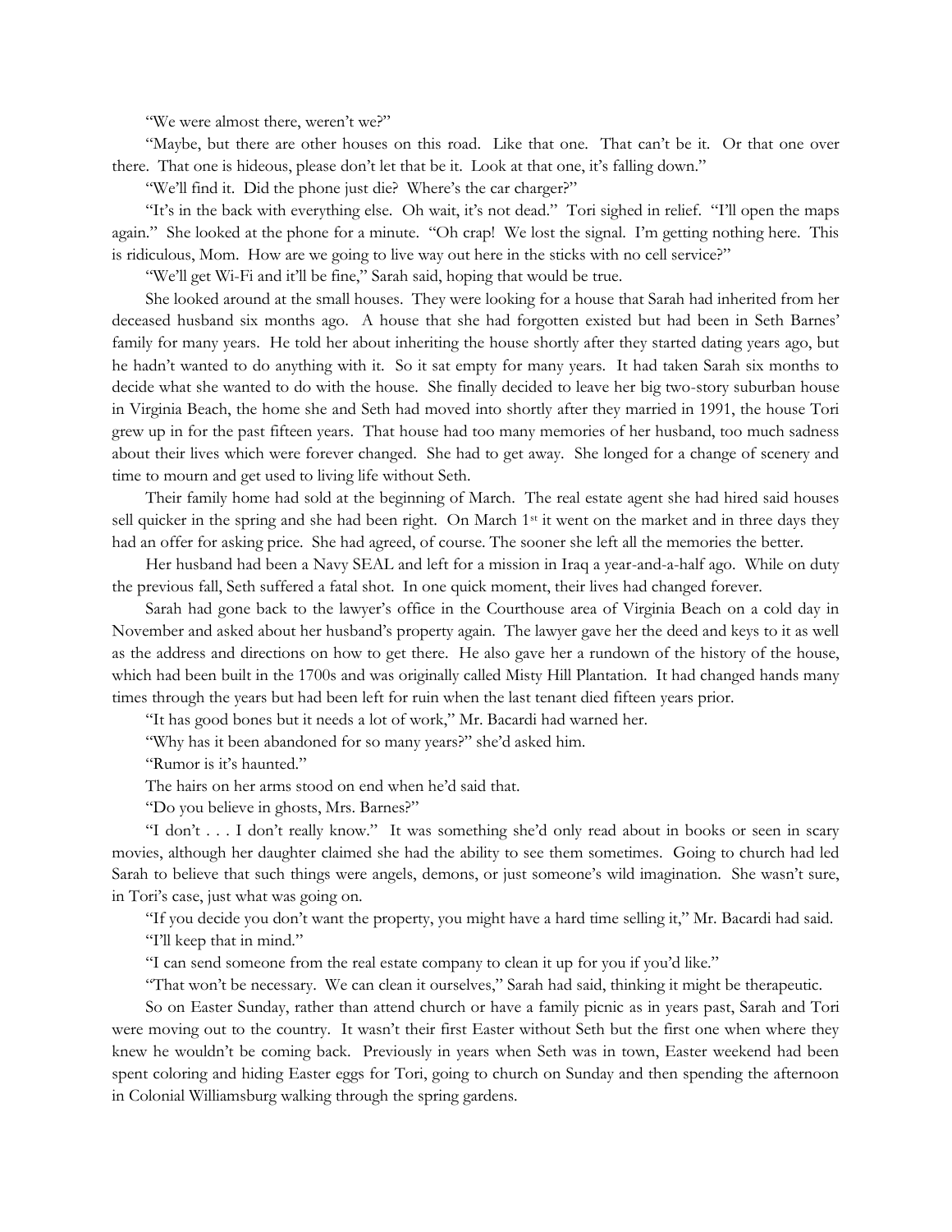"We were almost there, weren't we?"

"Maybe, but there are other houses on this road. Like that one. That can't be it. Or that one over there. That one is hideous, please don't let that be it. Look at that one, it's falling down."

"We'll find it. Did the phone just die? Where's the car charger?"

"It's in the back with everything else. Oh wait, it's not dead." Tori sighed in relief. "I'll open the maps again." She looked at the phone for a minute. "Oh crap! We lost the signal. I'm getting nothing here. This is ridiculous, Mom. How are we going to live way out here in the sticks with no cell service?"

"We'll get Wi-Fi and it'll be fine," Sarah said, hoping that would be true.

She looked around at the small houses. They were looking for a house that Sarah had inherited from her deceased husband six months ago. A house that she had forgotten existed but had been in Seth Barnes' family for many years. He told her about inheriting the house shortly after they started dating years ago, but he hadn't wanted to do anything with it. So it sat empty for many years. It had taken Sarah six months to decide what she wanted to do with the house. She finally decided to leave her big two-story suburban house in Virginia Beach, the home she and Seth had moved into shortly after they married in 1991, the house Tori grew up in for the past fifteen years. That house had too many memories of her husband, too much sadness about their lives which were forever changed. She had to get away. She longed for a change of scenery and time to mourn and get used to living life without Seth.

Their family home had sold at the beginning of March. The real estate agent she had hired said houses sell quicker in the spring and she had been right. On March 1st it went on the market and in three days they had an offer for asking price. She had agreed, of course. The sooner she left all the memories the better.

Her husband had been a Navy SEAL and left for a mission in Iraq a year-and-a-half ago. While on duty the previous fall, Seth suffered a fatal shot. In one quick moment, their lives had changed forever.

Sarah had gone back to the lawyer's office in the Courthouse area of Virginia Beach on a cold day in November and asked about her husband's property again. The lawyer gave her the deed and keys to it as well as the address and directions on how to get there. He also gave her a rundown of the history of the house, which had been built in the 1700s and was originally called Misty Hill Plantation. It had changed hands many times through the years but had been left for ruin when the last tenant died fifteen years prior.

"It has good bones but it needs a lot of work," Mr. Bacardi had warned her.

"Why has it been abandoned for so many years?" she'd asked him.

"Rumor is it's haunted."

The hairs on her arms stood on end when he'd said that.

"Do you believe in ghosts, Mrs. Barnes?"

"I don't . . . I don't really know." It was something she'd only read about in books or seen in scary movies, although her daughter claimed she had the ability to see them sometimes. Going to church had led Sarah to believe that such things were angels, demons, or just someone's wild imagination. She wasn't sure, in Tori's case, just what was going on.

"If you decide you don't want the property, you might have a hard time selling it," Mr. Bacardi had said.

"I'll keep that in mind."

"I can send someone from the real estate company to clean it up for you if you'd like."

"That won't be necessary. We can clean it ourselves," Sarah had said, thinking it might be therapeutic.

So on Easter Sunday, rather than attend church or have a family picnic as in years past, Sarah and Tori were moving out to the country. It wasn't their first Easter without Seth but the first one when where they knew he wouldn't be coming back. Previously in years when Seth was in town, Easter weekend had been spent coloring and hiding Easter eggs for Tori, going to church on Sunday and then spending the afternoon in Colonial Williamsburg walking through the spring gardens.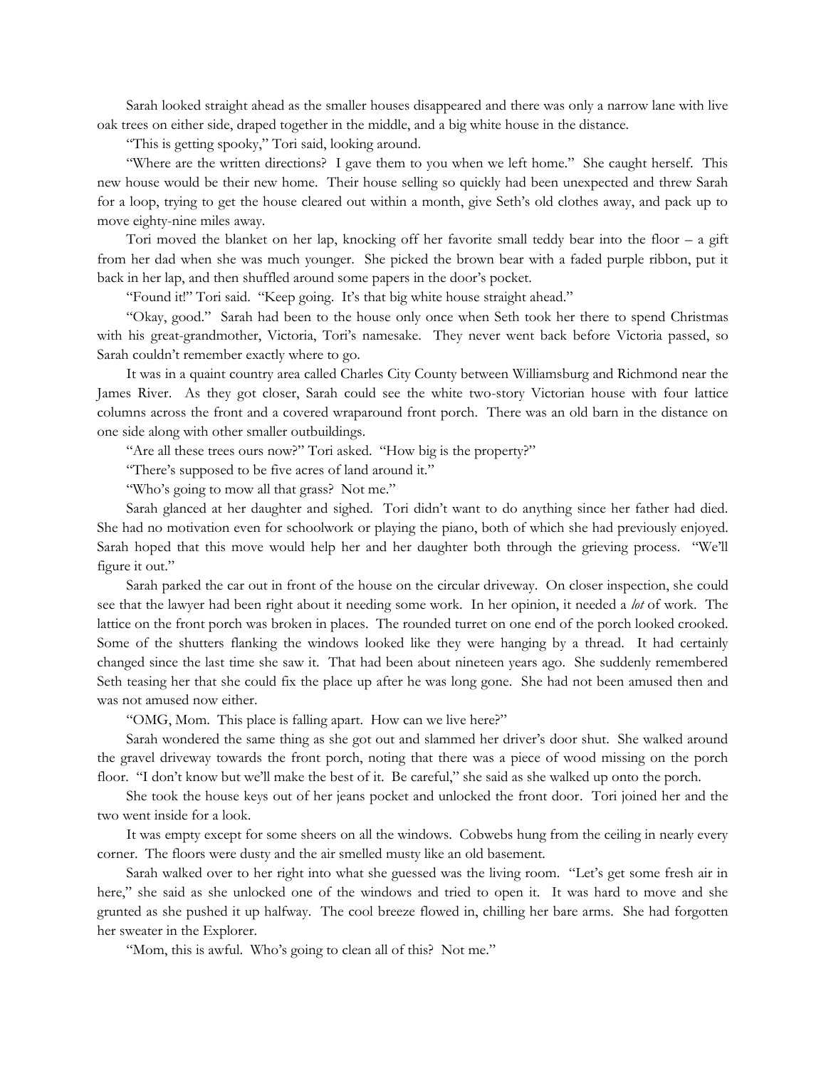Sarah looked straight ahead as the smaller houses disappeared and there was only a narrow lane with live oak trees on either side, draped together in the middle, and a big white house in the distance.

"This is getting spooky," Tori said, looking around.

"Where are the written directions? I gave them to you when we left home." She caught herself. This new house would be their new home. Their house selling so quickly had been unexpected and threw Sarah for a loop, trying to get the house cleared out within a month, give Seth's old clothes away, and pack up to move eighty-nine miles away.

Tori moved the blanket on her lap, knocking off her favorite small teddy bear into the floor – a gift from her dad when she was much younger. She picked the brown bear with a faded purple ribbon, put it back in her lap, and then shuffled around some papers in the door's pocket.

"Found it!" Tori said. "Keep going. It's that big white house straight ahead."

"Okay, good." Sarah had been to the house only once when Seth took her there to spend Christmas with his great-grandmother, Victoria, Tori's namesake. They never went back before Victoria passed, so Sarah couldn't remember exactly where to go.

It was in a quaint country area called Charles City County between Williamsburg and Richmond near the James River. As they got closer, Sarah could see the white two-story Victorian house with four lattice columns across the front and a covered wraparound front porch. There was an old barn in the distance on one side along with other smaller outbuildings.

"Are all these trees ours now?" Tori asked. "How big is the property?"

"There's supposed to be five acres of land around it."

"Who's going to mow all that grass? Not me."

Sarah glanced at her daughter and sighed. Tori didn't want to do anything since her father had died. She had no motivation even for schoolwork or playing the piano, both of which she had previously enjoyed. Sarah hoped that this move would help her and her daughter both through the grieving process. "We'll figure it out."

Sarah parked the car out in front of the house on the circular driveway. On closer inspection, she could see that the lawyer had been right about it needing some work. In her opinion, it needed a *lot* of work. The lattice on the front porch was broken in places. The rounded turret on one end of the porch looked crooked. Some of the shutters flanking the windows looked like they were hanging by a thread. It had certainly changed since the last time she saw it. That had been about nineteen years ago. She suddenly remembered Seth teasing her that she could fix the place up after he was long gone. She had not been amused then and was not amused now either.

"OMG, Mom. This place is falling apart. How can we live here?"

Sarah wondered the same thing as she got out and slammed her driver's door shut. She walked around the gravel driveway towards the front porch, noting that there was a piece of wood missing on the porch floor. "I don't know but we'll make the best of it. Be careful," she said as she walked up onto the porch.

She took the house keys out of her jeans pocket and unlocked the front door. Tori joined her and the two went inside for a look.

It was empty except for some sheers on all the windows. Cobwebs hung from the ceiling in nearly every corner. The floors were dusty and the air smelled musty like an old basement.

Sarah walked over to her right into what she guessed was the living room. "Let's get some fresh air in here," she said as she unlocked one of the windows and tried to open it. It was hard to move and she grunted as she pushed it up halfway. The cool breeze flowed in, chilling her bare arms. She had forgotten her sweater in the Explorer.

"Mom, this is awful. Who's going to clean all of this? Not me."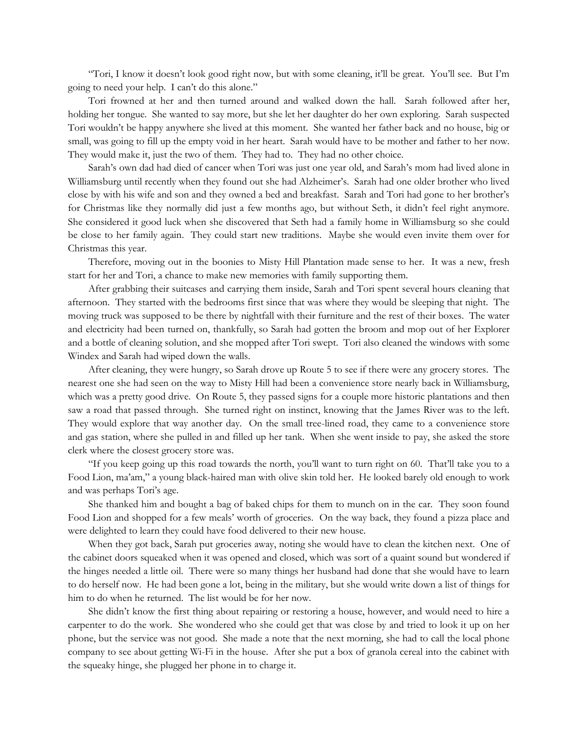"Tori, I know it doesn't look good right now, but with some cleaning, it'll be great. You'll see. But I'm going to need your help. I can't do this alone."

Tori frowned at her and then turned around and walked down the hall. Sarah followed after her, holding her tongue. She wanted to say more, but she let her daughter do her own exploring. Sarah suspected Tori wouldn't be happy anywhere she lived at this moment. She wanted her father back and no house, big or small, was going to fill up the empty void in her heart. Sarah would have to be mother and father to her now. They would make it, just the two of them. They had to. They had no other choice.

Sarah's own dad had died of cancer when Tori was just one year old, and Sarah's mom had lived alone in Williamsburg until recently when they found out she had Alzheimer's. Sarah had one older brother who lived close by with his wife and son and they owned a bed and breakfast. Sarah and Tori had gone to her brother's for Christmas like they normally did just a few months ago, but without Seth, it didn't feel right anymore. She considered it good luck when she discovered that Seth had a family home in Williamsburg so she could be close to her family again. They could start new traditions. Maybe she would even invite them over for Christmas this year.

Therefore, moving out in the boonies to Misty Hill Plantation made sense to her. It was a new, fresh start for her and Tori, a chance to make new memories with family supporting them.

After grabbing their suitcases and carrying them inside, Sarah and Tori spent several hours cleaning that afternoon. They started with the bedrooms first since that was where they would be sleeping that night. The moving truck was supposed to be there by nightfall with their furniture and the rest of their boxes. The water and electricity had been turned on, thankfully, so Sarah had gotten the broom and mop out of her Explorer and a bottle of cleaning solution, and she mopped after Tori swept. Tori also cleaned the windows with some Windex and Sarah had wiped down the walls.

After cleaning, they were hungry, so Sarah drove up Route 5 to see if there were any grocery stores. The nearest one she had seen on the way to Misty Hill had been a convenience store nearly back in Williamsburg, which was a pretty good drive. On Route 5, they passed signs for a couple more historic plantations and then saw a road that passed through. She turned right on instinct, knowing that the James River was to the left. They would explore that way another day. On the small tree-lined road, they came to a convenience store and gas station, where she pulled in and filled up her tank. When she went inside to pay, she asked the store clerk where the closest grocery store was.

"If you keep going up this road towards the north, you'll want to turn right on 60. That'll take you to a Food Lion, ma'am," a young black-haired man with olive skin told her. He looked barely old enough to work and was perhaps Tori's age.

She thanked him and bought a bag of baked chips for them to munch on in the car. They soon found Food Lion and shopped for a few meals' worth of groceries. On the way back, they found a pizza place and were delighted to learn they could have food delivered to their new house.

When they got back, Sarah put groceries away, noting she would have to clean the kitchen next. One of the cabinet doors squeaked when it was opened and closed, which was sort of a quaint sound but wondered if the hinges needed a little oil. There were so many things her husband had done that she would have to learn to do herself now. He had been gone a lot, being in the military, but she would write down a list of things for him to do when he returned. The list would be for her now.

She didn't know the first thing about repairing or restoring a house, however, and would need to hire a carpenter to do the work. She wondered who she could get that was close by and tried to look it up on her phone, but the service was not good. She made a note that the next morning, she had to call the local phone company to see about getting Wi-Fi in the house. After she put a box of granola cereal into the cabinet with the squeaky hinge, she plugged her phone in to charge it.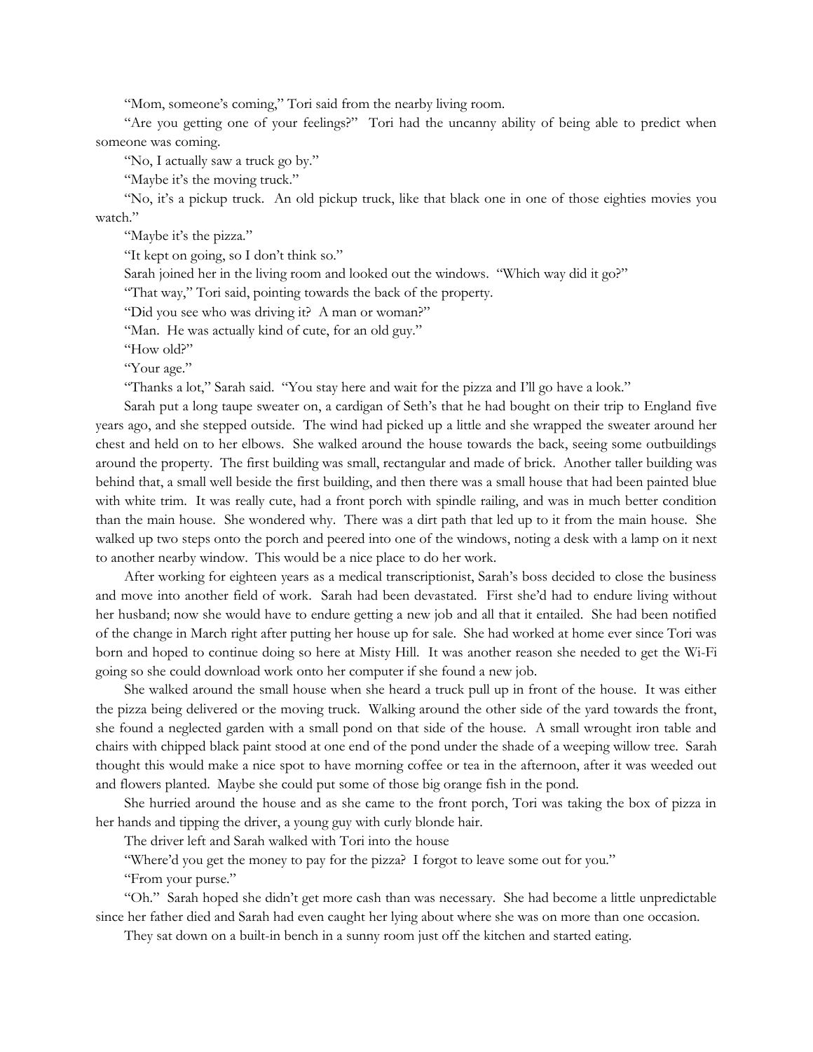"Mom, someone's coming," Tori said from the nearby living room.

"Are you getting one of your feelings?" Tori had the uncanny ability of being able to predict when someone was coming.

"No, I actually saw a truck go by."

"Maybe it's the moving truck."

"No, it's a pickup truck. An old pickup truck, like that black one in one of those eighties movies you watch."

"Maybe it's the pizza."

"It kept on going, so I don't think so."

Sarah joined her in the living room and looked out the windows. "Which way did it go?"

"That way," Tori said, pointing towards the back of the property.

"Did you see who was driving it? A man or woman?"

"Man. He was actually kind of cute, for an old guy."

"How old?"

"Your age."

"Thanks a lot," Sarah said. "You stay here and wait for the pizza and I'll go have a look."

Sarah put a long taupe sweater on, a cardigan of Seth's that he had bought on their trip to England five years ago, and she stepped outside. The wind had picked up a little and she wrapped the sweater around her chest and held on to her elbows. She walked around the house towards the back, seeing some outbuildings around the property. The first building was small, rectangular and made of brick. Another taller building was behind that, a small well beside the first building, and then there was a small house that had been painted blue with white trim. It was really cute, had a front porch with spindle railing, and was in much better condition than the main house. She wondered why. There was a dirt path that led up to it from the main house. She walked up two steps onto the porch and peered into one of the windows, noting a desk with a lamp on it next to another nearby window. This would be a nice place to do her work.

After working for eighteen years as a medical transcriptionist, Sarah's boss decided to close the business and move into another field of work. Sarah had been devastated. First she'd had to endure living without her husband; now she would have to endure getting a new job and all that it entailed. She had been notified of the change in March right after putting her house up for sale. She had worked at home ever since Tori was born and hoped to continue doing so here at Misty Hill. It was another reason she needed to get the Wi-Fi going so she could download work onto her computer if she found a new job.

She walked around the small house when she heard a truck pull up in front of the house. It was either the pizza being delivered or the moving truck. Walking around the other side of the yard towards the front, she found a neglected garden with a small pond on that side of the house. A small wrought iron table and chairs with chipped black paint stood at one end of the pond under the shade of a weeping willow tree. Sarah thought this would make a nice spot to have morning coffee or tea in the afternoon, after it was weeded out and flowers planted. Maybe she could put some of those big orange fish in the pond.

She hurried around the house and as she came to the front porch, Tori was taking the box of pizza in her hands and tipping the driver, a young guy with curly blonde hair.

The driver left and Sarah walked with Tori into the house

"Where'd you get the money to pay for the pizza? I forgot to leave some out for you."

"From your purse."

"Oh." Sarah hoped she didn't get more cash than was necessary. She had become a little unpredictable since her father died and Sarah had even caught her lying about where she was on more than one occasion.

They sat down on a built-in bench in a sunny room just off the kitchen and started eating.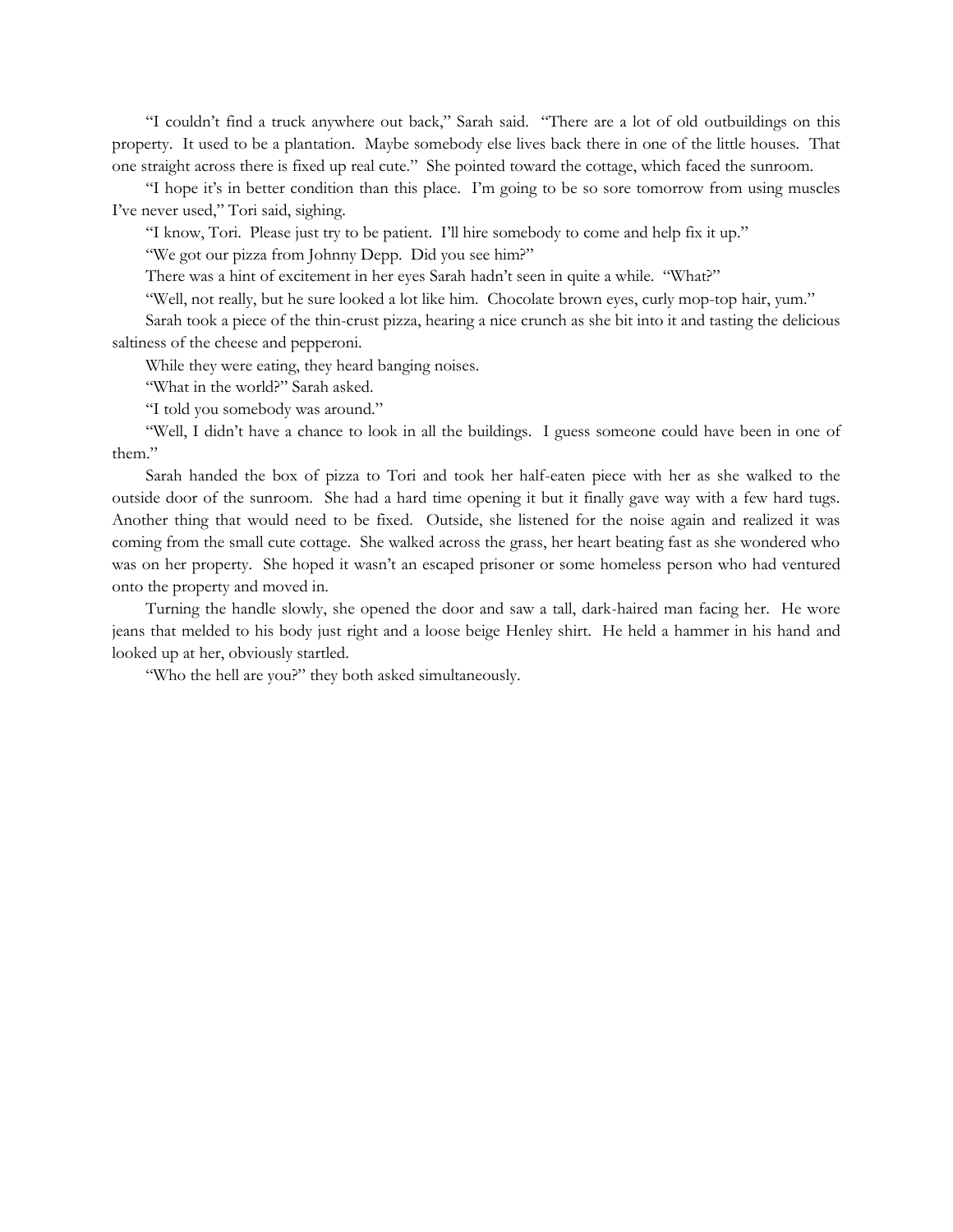"I couldn't find a truck anywhere out back," Sarah said. "There are a lot of old outbuildings on this property. It used to be a plantation. Maybe somebody else lives back there in one of the little houses. That one straight across there is fixed up real cute." She pointed toward the cottage, which faced the sunroom.

"I hope it's in better condition than this place. I'm going to be so sore tomorrow from using muscles I've never used," Tori said, sighing.

"I know, Tori. Please just try to be patient. I'll hire somebody to come and help fix it up."

"We got our pizza from Johnny Depp. Did you see him?"

There was a hint of excitement in her eyes Sarah hadn't seen in quite a while. "What?"

"Well, not really, but he sure looked a lot like him. Chocolate brown eyes, curly mop-top hair, yum."

Sarah took a piece of the thin-crust pizza, hearing a nice crunch as she bit into it and tasting the delicious saltiness of the cheese and pepperoni.

While they were eating, they heard banging noises.

"What in the world?" Sarah asked.

"I told you somebody was around."

"Well, I didn't have a chance to look in all the buildings. I guess someone could have been in one of them."

Sarah handed the box of pizza to Tori and took her half-eaten piece with her as she walked to the outside door of the sunroom. She had a hard time opening it but it finally gave way with a few hard tugs. Another thing that would need to be fixed. Outside, she listened for the noise again and realized it was coming from the small cute cottage. She walked across the grass, her heart beating fast as she wondered who was on her property. She hoped it wasn't an escaped prisoner or some homeless person who had ventured onto the property and moved in.

Turning the handle slowly, she opened the door and saw a tall, dark-haired man facing her. He wore jeans that melded to his body just right and a loose beige Henley shirt. He held a hammer in his hand and looked up at her, obviously startled.

"Who the hell are you?" they both asked simultaneously.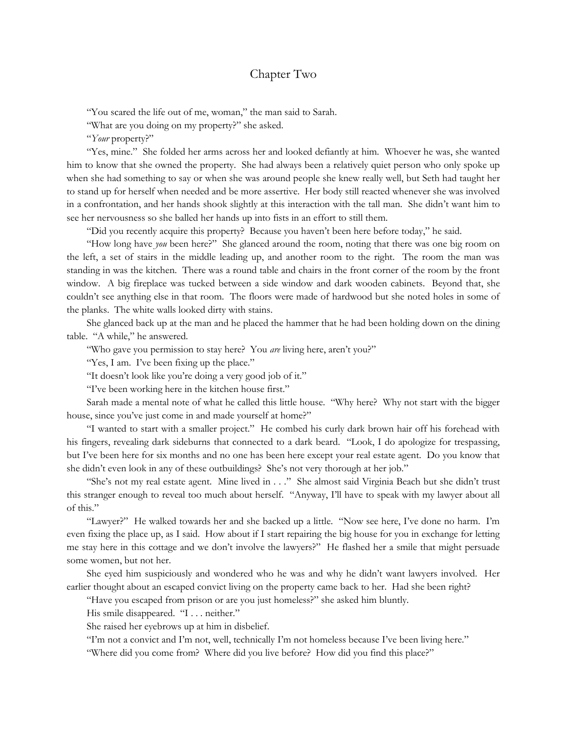## Chapter Two

"You scared the life out of me, woman," the man said to Sarah.

"What are you doing on my property?" she asked.

"*Your* property?"

"Yes, mine." She folded her arms across her and looked defiantly at him. Whoever he was, she wanted him to know that she owned the property. She had always been a relatively quiet person who only spoke up when she had something to say or when she was around people she knew really well, but Seth had taught her to stand up for herself when needed and be more assertive. Her body still reacted whenever she was involved in a confrontation, and her hands shook slightly at this interaction with the tall man. She didn't want him to see her nervousness so she balled her hands up into fists in an effort to still them.

"Did you recently acquire this property? Because you haven't been here before today," he said.

"How long have *you* been here?" She glanced around the room, noting that there was one big room on the left, a set of stairs in the middle leading up, and another room to the right. The room the man was standing in was the kitchen. There was a round table and chairs in the front corner of the room by the front window. A big fireplace was tucked between a side window and dark wooden cabinets. Beyond that, she couldn't see anything else in that room. The floors were made of hardwood but she noted holes in some of the planks. The white walls looked dirty with stains.

She glanced back up at the man and he placed the hammer that he had been holding down on the dining table. "A while," he answered.

"Who gave you permission to stay here? You *are* living here, aren't you?"

"Yes, I am. I've been fixing up the place."

"It doesn't look like you're doing a very good job of it."

"I've been working here in the kitchen house first."

Sarah made a mental note of what he called this little house. "Why here? Why not start with the bigger house, since you've just come in and made yourself at home?"

"I wanted to start with a smaller project." He combed his curly dark brown hair off his forehead with his fingers, revealing dark sideburns that connected to a dark beard. "Look, I do apologize for trespassing, but I've been here for six months and no one has been here except your real estate agent. Do you know that she didn't even look in any of these outbuildings? She's not very thorough at her job."

"She's not my real estate agent. Mine lived in . . ." She almost said Virginia Beach but she didn't trust this stranger enough to reveal too much about herself. "Anyway, I'll have to speak with my lawyer about all of this."

"Lawyer?" He walked towards her and she backed up a little. "Now see here, I've done no harm. I'm even fixing the place up, as I said. How about if I start repairing the big house for you in exchange for letting me stay here in this cottage and we don't involve the lawyers?" He flashed her a smile that might persuade some women, but not her.

She eyed him suspiciously and wondered who he was and why he didn't want lawyers involved. Her earlier thought about an escaped convict living on the property came back to her. Had she been right?

"Have you escaped from prison or are you just homeless?" she asked him bluntly.

His smile disappeared. "I . . . neither."

She raised her eyebrows up at him in disbelief.

"I'm not a convict and I'm not, well, technically I'm not homeless because I've been living here."

"Where did you come from? Where did you live before? How did you find this place?"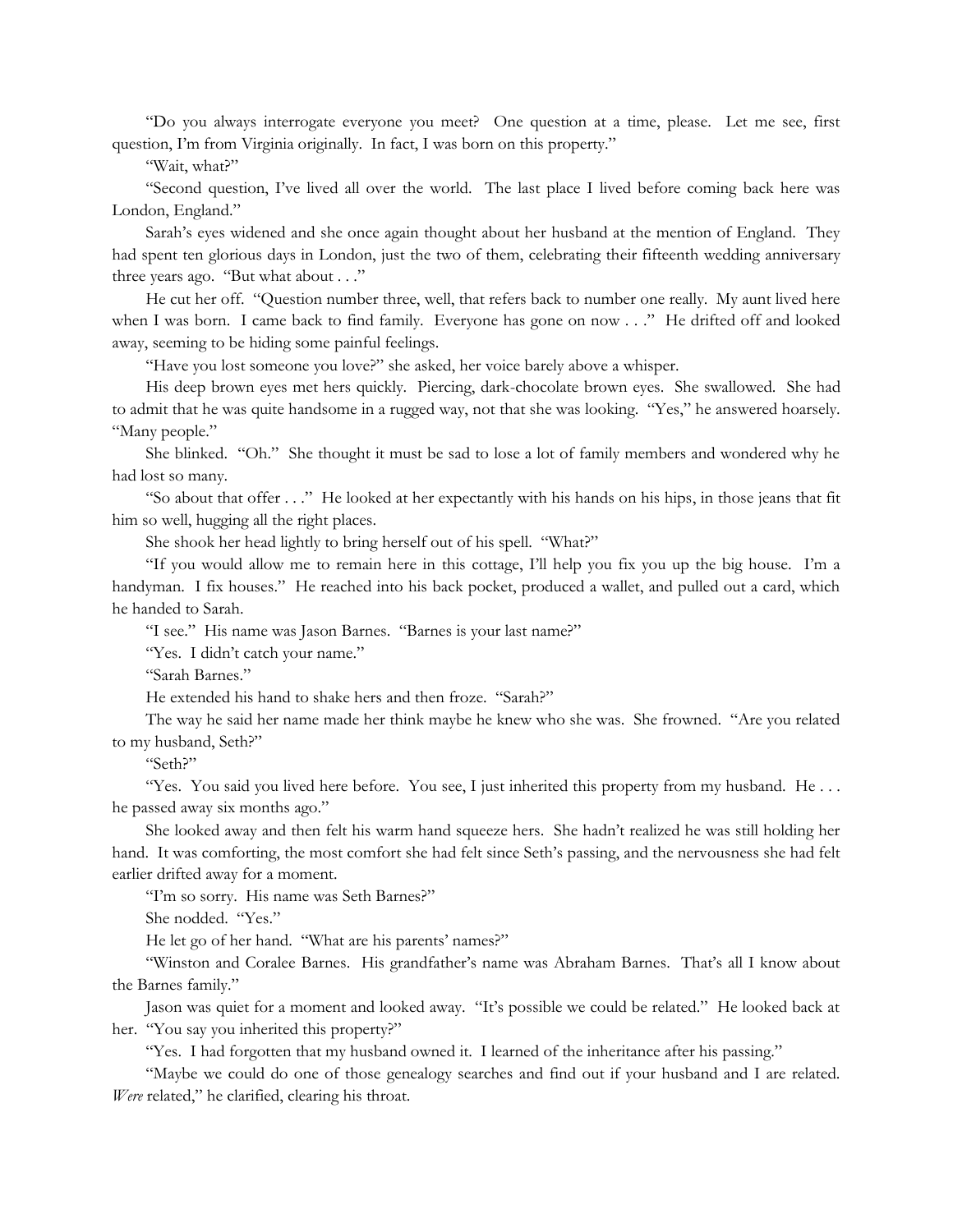"Do you always interrogate everyone you meet? One question at a time, please. Let me see, first question, I'm from Virginia originally. In fact, I was born on this property."

"Wait, what?"

"Second question, I've lived all over the world. The last place I lived before coming back here was London, England."

Sarah's eyes widened and she once again thought about her husband at the mention of England. They had spent ten glorious days in London, just the two of them, celebrating their fifteenth wedding anniversary three years ago. "But what about . . ."

He cut her off. "Question number three, well, that refers back to number one really. My aunt lived here when I was born. I came back to find family. Everyone has gone on now . . ." He drifted off and looked away, seeming to be hiding some painful feelings.

"Have you lost someone you love?" she asked, her voice barely above a whisper.

His deep brown eyes met hers quickly. Piercing, dark-chocolate brown eyes. She swallowed. She had to admit that he was quite handsome in a rugged way, not that she was looking. "Yes," he answered hoarsely. "Many people."

She blinked. "Oh." She thought it must be sad to lose a lot of family members and wondered why he had lost so many.

"So about that offer . . ." He looked at her expectantly with his hands on his hips, in those jeans that fit him so well, hugging all the right places.

She shook her head lightly to bring herself out of his spell. "What?"

"If you would allow me to remain here in this cottage, I'll help you fix you up the big house. I'm a handyman. I fix houses." He reached into his back pocket, produced a wallet, and pulled out a card, which he handed to Sarah.

"I see." His name was Jason Barnes. "Barnes is your last name?"

"Yes. I didn't catch your name."

"Sarah Barnes."

He extended his hand to shake hers and then froze. "Sarah?"

The way he said her name made her think maybe he knew who she was. She frowned. "Are you related to my husband, Seth?"

"Seth?"

"Yes. You said you lived here before. You see, I just inherited this property from my husband. He . . . he passed away six months ago."

She looked away and then felt his warm hand squeeze hers. She hadn't realized he was still holding her hand. It was comforting, the most comfort she had felt since Seth's passing, and the nervousness she had felt earlier drifted away for a moment.

"I'm so sorry. His name was Seth Barnes?"

She nodded. "Yes."

He let go of her hand. "What are his parents' names?"

"Winston and Coralee Barnes. His grandfather's name was Abraham Barnes. That's all I know about the Barnes family."

Jason was quiet for a moment and looked away. "It's possible we could be related." He looked back at her. "You say you inherited this property?"

"Yes. I had forgotten that my husband owned it. I learned of the inheritance after his passing."

"Maybe we could do one of those genealogy searches and find out if your husband and I are related. *Were* related," he clarified, clearing his throat.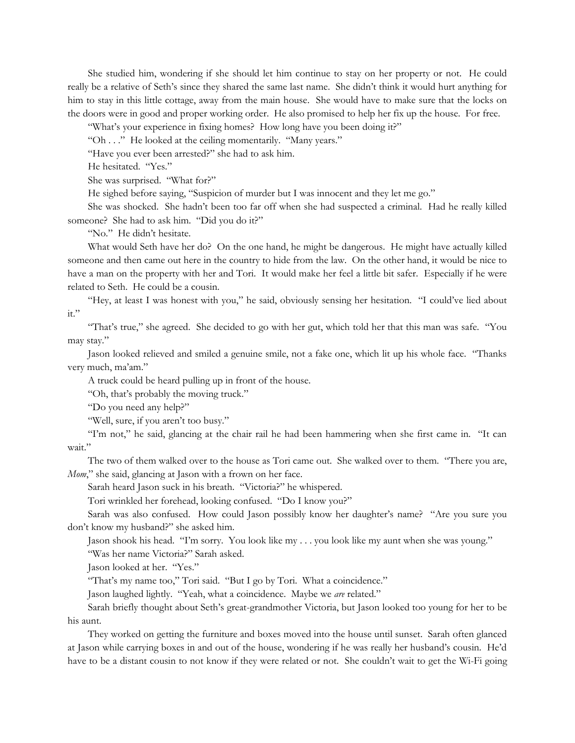She studied him, wondering if she should let him continue to stay on her property or not. He could really be a relative of Seth's since they shared the same last name. She didn't think it would hurt anything for him to stay in this little cottage, away from the main house. She would have to make sure that the locks on the doors were in good and proper working order. He also promised to help her fix up the house. For free.

"What's your experience in fixing homes? How long have you been doing it?"

"Oh . . ." He looked at the ceiling momentarily. "Many years."

"Have you ever been arrested?" she had to ask him.

He hesitated. "Yes."

She was surprised. "What for?"

He sighed before saying, "Suspicion of murder but I was innocent and they let me go."

She was shocked. She hadn't been too far off when she had suspected a criminal. Had he really killed someone? She had to ask him. "Did you do it?"

"No." He didn't hesitate.

What would Seth have her do? On the one hand, he might be dangerous. He might have actually killed someone and then came out here in the country to hide from the law. On the other hand, it would be nice to have a man on the property with her and Tori. It would make her feel a little bit safer. Especially if he were related to Seth. He could be a cousin.

"Hey, at least I was honest with you," he said, obviously sensing her hesitation. "I could've lied about it."

"That's true," she agreed. She decided to go with her gut, which told her that this man was safe. "You may stay."

Jason looked relieved and smiled a genuine smile, not a fake one, which lit up his whole face. "Thanks very much, ma'am."

A truck could be heard pulling up in front of the house.

"Oh, that's probably the moving truck."

"Do you need any help?"

"Well, sure, if you aren't too busy."

"I'm not," he said, glancing at the chair rail he had been hammering when she first came in. "It can wait."

The two of them walked over to the house as Tori came out. She walked over to them. "There you are, *Mom*," she said, glancing at Jason with a frown on her face.

Sarah heard Jason suck in his breath. "Victoria?" he whispered.

Tori wrinkled her forehead, looking confused. "Do I know you?"

Sarah was also confused. How could Jason possibly know her daughter's name? "Are you sure you don't know my husband?" she asked him.

Jason shook his head. "I'm sorry. You look like my . . . you look like my aunt when she was young."

"Was her name Victoria?" Sarah asked.

Jason looked at her. "Yes."

"That's my name too," Tori said. "But I go by Tori. What a coincidence."

Jason laughed lightly. "Yeah, what a coincidence. Maybe we *are* related."

Sarah briefly thought about Seth's great-grandmother Victoria, but Jason looked too young for her to be his aunt.

They worked on getting the furniture and boxes moved into the house until sunset. Sarah often glanced at Jason while carrying boxes in and out of the house, wondering if he was really her husband's cousin. He'd have to be a distant cousin to not know if they were related or not. She couldn't wait to get the Wi-Fi going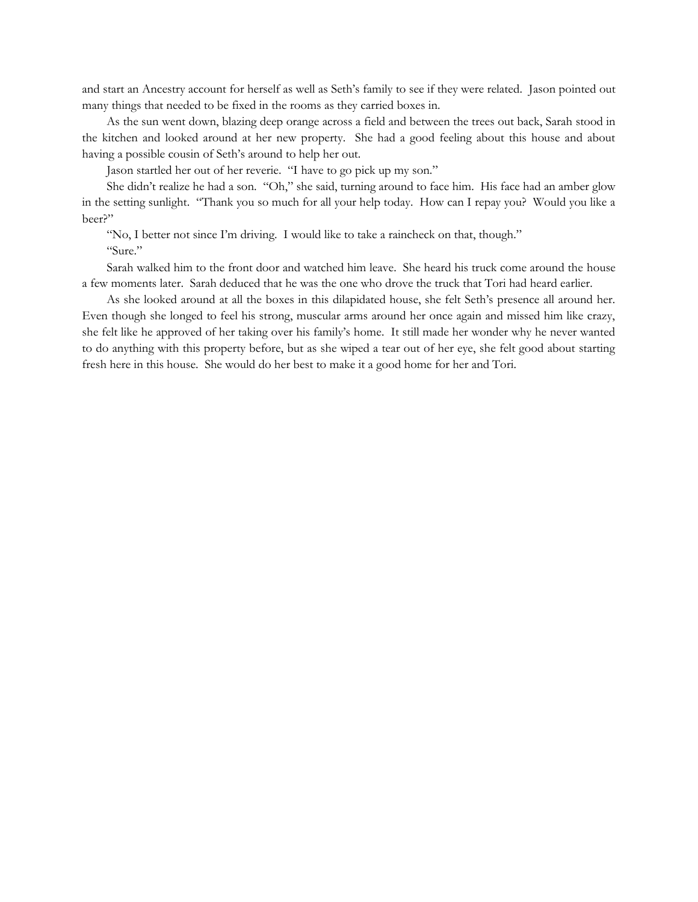and start an Ancestry account for herself as well as Seth's family to see if they were related. Jason pointed out many things that needed to be fixed in the rooms as they carried boxes in.

As the sun went down, blazing deep orange across a field and between the trees out back, Sarah stood in the kitchen and looked around at her new property. She had a good feeling about this house and about having a possible cousin of Seth's around to help her out.

Jason startled her out of her reverie. "I have to go pick up my son."

She didn't realize he had a son. "Oh," she said, turning around to face him. His face had an amber glow in the setting sunlight. "Thank you so much for all your help today. How can I repay you? Would you like a beer?"

"No, I better not since I'm driving. I would like to take a raincheck on that, though."

"Sure."

Sarah walked him to the front door and watched him leave. She heard his truck come around the house a few moments later. Sarah deduced that he was the one who drove the truck that Tori had heard earlier.

As she looked around at all the boxes in this dilapidated house, she felt Seth's presence all around her. Even though she longed to feel his strong, muscular arms around her once again and missed him like crazy, she felt like he approved of her taking over his family's home. It still made her wonder why he never wanted to do anything with this property before, but as she wiped a tear out of her eye, she felt good about starting fresh here in this house. She would do her best to make it a good home for her and Tori.